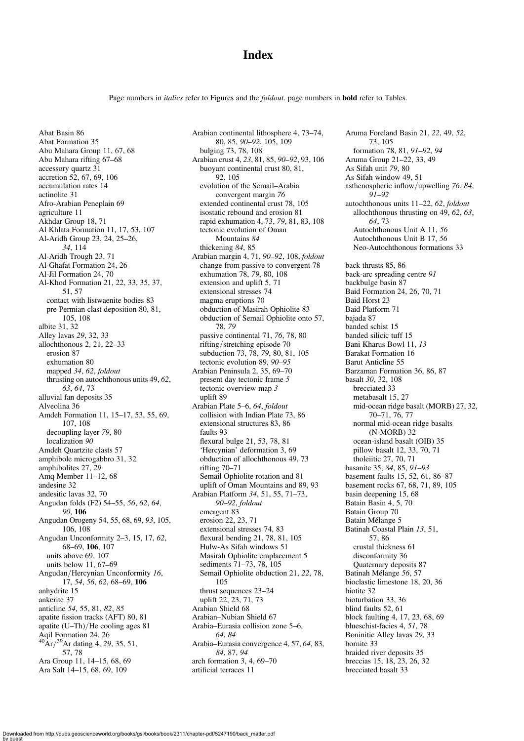# Index

Page numbers in *italics* refer to Figures and the *foldout*. page numbers in **bold** refer to Tables.

Abat Basin 86
Abat Formation 35
Abu Mahara Group 11, 67, 68
Abu Mahara rifting 67–68
accessory quartz 31
accretion 52, 67, 69, 106
accumulation rates 14
actinolite 31
Afro-Arabian Peneplain 69
agriculture 11
Akhdar Group 18, 71
Al Khlata Formation 11, 17, 53, 107
Al-Aridh Group 23, 24, 25–26, *34*, 114
Al-Aridh Trough 23, 71
Al-Ghafat Formation 24, 26
Al-Jil Formation 24, 70
Al-Khod Formation 21, 22, 33, 35, 37, 51, 57
  contact with listwaenite bodies 83
  pre-Permian clast deposition 80, 81, 105, 108
albite 31, 32
Alley lavas *29*, 32, 33
allochthonous 2, 21, 22–33
  erosion 87
  exhumation 80
  mapped *34*, *62*, *foldout*
  thrusting on autochthonous units 49, *62*, *63*, *64*, 73
alluvial fan deposits 35
Alveolina 36
Amdeh Formation 11, 15–17, 53, 55, 69, 107, 108
  decoupling layer *79*, 80
  localization *90*
Amdeh Quartzite clasts 57
amphibole microgabbro 31, 32
amphibolites 27, *29*
Amq Member 11–12, 68
andesine 32
andesitic lavas 32, 70
Angudan folds (F2) 54–55, *56*, *62*, *64*, *90*, **106**
Angudan Orogeny 54, 55, 68, 69, *93*, 105, 106, 108
Angudan Unconformity 2–3, 15, 17, *62*, 68–69, **106**, 107
  units above 69, 107
  units below 11, 67–69
Angudan/Hercynian Unconformity *16*, 17, *54*, *56*, *62*, 68–69, **106**
anhydrite 15
ankerite 37
anticline *54*, 55, 81, *82*, *85*
apatite fission tracks (AFT) 80, 81
apatite (U–Th)/He cooling ages 81
Aqil Formation 24, 26
$^{40}Ar/^{39}Ar$ dating 4, *29*, 35, 51, 57, 78
Ara Group 11, 14–15, 68, 69
Ara Salt 14–15, 68, 69, 109

Arabian continental lithosphere 4, 73–74, 80, 85, *90–92*, 105, 109
  bulging 73, 78, 108
Arabian crust 4, *23*, 81, 85, *90–92*, 93, 106
  buoyant continental crust 80, 81, 92, 105
  evolution of the Semail–Arabia convergent margin *76*
  extended continental crust 78, 105
  isostatic rebound and erosion 81
  rapid exhumation 4, 73, *79*, 81, 83, 108
  tectonic evolution of Oman Mountains *84*
  thickening *84*, 85
Arabian margin 4, 71, *90–92*, 108, *foldout*
  change from passive to convergent 78
  exhumation 78, *79*, 80, 108
  extension and uplift 5, 71
  extensional stresses 74
  magma eruptions 70
  obduction of Masirah Ophiolite 83
  obduction of Semail Ophiolite onto 57, 78, *79*
  passive continental 71, *76*, 78, 80
  rifting/stretching episode 70
  subduction 73, 78, *79*, 80, 81, 105
  tectonic evolution 89, *90–95*
Arabian Peninsula 2, 35, 69–70
  present day tectonic frame *5*
  tectonic overview map *3*
  uplift 89
Arabian Plate 5–6, *64*, *foldout*
  collision with Indian Plate 73, 86
  extensional structures 83, 86
  faults 93
  flexural bulge 21, 53, 78, 81
  'Hercynian' deformation 3, 69
  obduction of allochthonous 49, 73
  rifting 70–71
  Semail Ophiolite rotation and 81
  uplift of Oman Mountains and 89, 93
Arabian Platform *34*, 51, 55, 71–73, *90–92*, *foldout*
  emergent 83
  erosion 22, 23, 71
  extensional stresses 74, 83
  flexural bending 21, 78, 81, 105
  Hulw-As Sifah windows 51
  Masirah Ophiolite emplacement 5
  sediments 71–73, 78, 105
  Semail Ophiolite obduction 21, *22*, 78, 105
  thrust sequences 23–24
  uplift 22, 23, 71, 73
Arabian Shield 68
Arabian–Nubian Shield 67
Arabia–Eurasia collision zone 5–6, *64*, *84*
Arabia–Eurasia convergence 4, 57, *64*, 83, *84*, 87, *94*
arch formation 3, 4, 69–70
artificial terraces 11

Aruma Foreland Basin 21, *22*, 49, *52*, 73, 105
  formation 78, 81, *91–92*, *94*
Aruma Group 21–22, 33, 49
As Sifah unit *79*, 80
As Sifah window 49, 51
asthenospheric inflow/upwelling *76*, *84*, *91–92*
autochthonous units 11–22, *62*, *foldout*
  allochthonous thrusting on 49, *62*, *63*, *64*, 73
  Autochthonous Unit A 11, *56*
  Autochthonous Unit B 17, *56*
  Neo-Autochthonous formations 33

back thrusts 85, 86
back-arc spreading centre *91*
backbulge basin 87
Baid Formation 24, 26, 70, 71
Baid Horst 23
Baid Platform 71
bajada 87
banded schist 15
banded silicic tuff 15
Bani Kharus Bowl 11, *13*
Barakat Formation 16
Barut Anticline 55
Barzaman Formation 36, 86, 87
basalt *30*, 32, 108
  brecciated 33
  metabasalt 15, 27
  mid-ocean ridge basalt (MORB) 27, 32, 70–71, *76*, *77*
  normal mid-ocean ridge basalts (N-MORB) 32
  ocean-island basalt (OIB) 35
  pillow basalt 12, 33, 70, 71
  tholeiitic 27, 70, 71
basanite 35, *84*, 85, *91–93*
basement faults 15, 52, 61, 86–87
basement rocks 67, 68, 71, 89, 105
basin deepening 15, 68
Batain Basin 4, *5*, 70
Batain Group 70
Batain Mélange 5
Batinah Coastal Plain *13*, 51, 57, 86
  crustal thickness 61
  disconformity 36
  Quaternary deposits 87
Batinah Mélange *56*, 57
bioclastic limestone 18, 20, 36
biotite 32
bioturbation 33, 36
blind faults 52, 61
block faulting 4, 17, 23, 68, 69
blueschist-facies 4, *51*, 78
Boninitic Alley lavas *29*, 33
bornite 33
braided river deposits 35
breccias 15, 18, 23, 26, 32
brecciated basalt 33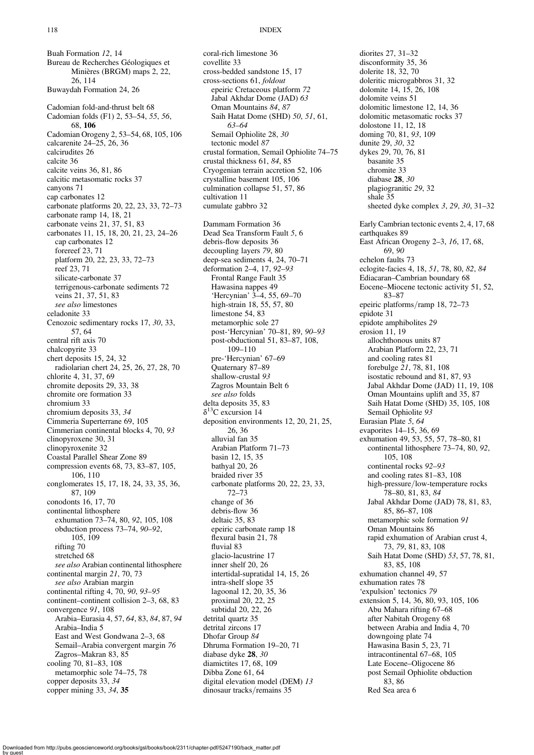Buah Formation *12*, 14
Bureau de Recherches Géologiques et Minières (BRGM) maps 2, 22, 26, 114
Buwaydah Formation 24, 26

Cadomian fold-and-thrust belt 68
Cadomian folds (F1) 2, 53–54, *55*, *56*, 68, **106**
Cadomian Orogeny 2, 53–54, 68, 105, 106
calcarenite 24–25, 26, 36
calcirudites 26
calcite 36
calcite veins 36, 81, 86
calcitic metasomatic rocks 37
canyons 71
cap carbonates 12
carbonate platforms 20, 22, 23, 33, 72–73
carbonate ramp 14, 18, 21
carbonate veins 21, 37, 51, 83
carbonates 11, 15, 18, 20, 21, 23, 24–26
  cap carbonates 12
  forereef 23, 71
  platform 20, 22, 23, 33, 72–73
  reef 23, 71
  silicate-carbonate 37
  terrigenous-carbonate sediments 72
  veins 21, 37, 51, 83
  *see also* limestones
celadonite 33
Cenozoic sedimentary rocks 17, *30*, 33, 57, *64*
central rift axis 70
chalcopyrite 33
chert deposits 15, 24, 32
  radiolarian chert 24, 25, 26, 27, 28, 70
chlorite 4, 31, 37, 69
chromite deposits 29, 33, 38
chromite ore formation 33
chromium 33
chromium deposits 33, *34*
Cimmeria Superterrane 69, 105
Cimmerian continental blocks 4, 70, *93*
clinopyroxene 30, 31
clinopyroxenite 32
Coastal Parallel Shear Zone 89
compression events 68, 73, 83–87, 105, 106, 110
conglomerates 15, 17, 18, 24, 33, 35, 36, 87, 109
conodonts 16, 17, 70
continental lithosphere
  exhumation 73–74, 80, *92*, 105, 108
  obduction process 73–74, *90–92*, 105, 109
  rifting 70
  stretched 68
  *see also* Arabian continental lithosphere
continental margin *21*, 70, 73
  *see also* Arabian margin
continental rifting 4, 70, *90*, *93–95*
continent–continent collision 2–3, 68, 83
convergence *91*, 108
  Arabia–Eurasia 4, 57, *64*, 83, *84*, 87, *94*
  Arabia–India 5
  East and West Gondwana 2–3, 68
  Semail–Arabia convergent margin *76*
  Zagros–Makran 83, 85
cooling 70, 81–83, 108
  metamorphic sole 74–75, 78
copper deposits 33, *34*
copper mining 33, *34*, **35**
coral-rich limestone 36
covellite 33
cross-bedded sandstone 15, 17
cross-sections 61, *foldout*
  epeiric Cretaceous platform *72*
  Jabal Akhdar Dome (JAD) *63*
  Oman Mountains *84*, *87*
  Saih Hatat Dome (SHD) *50*, *51*, 61, *63–64*
  Semail Ophiolite 28, *30*
  tectonic model *87*
crustal formation, Semail Ophiolite 74–75
crustal thickness 61, *84*, 85
Cryogenian terrain accretion 52, 106
crystalline basement 105, 106
culmination collapse 51, 57, 86
cultivation 11
cumulate gabbro 32

Dammam Formation 36
Dead Sea Transform Fault *5*, 6
debris-flow deposits 36
decoupling layers *79*, 80
deep-sea sediments 4, 24, 70–71
deformation 2–4, 17, *92–93*
  Frontal Range Fault 35
  Hawasina nappes 49
  'Hercynian' 3–4, 55, 69–70
  high-strain 18, 55, 57, 80
  limestone 54, 83
  metamorphic sole 27
  post-'Hercynian' 70–81, 89, *90–93*
  post-obductional 51, 83–87, 108, 109–110
  pre-'Hercynian' 67–69
  Quaternary 87–89
  shallow-crustal *93*
  Zagros Mountain Belt 6
  *see also* folds
delta deposits 35, 83
$\delta^{13}$C excursion 14
deposition environments 12, 20, 21, 25, 26, 36
  alluvial fan 35
  Arabian Platform 71–73
  basin 12, 15, 35
  bathyal 20, 26
  braided river 35
  carbonate platforms 20, 22, 23, 33, 72–73
  change of 36
  debris-flow 36
  deltaic 35, 83
  epeiric carbonate ramp 18
  flexural basin 21, 78
  fluvial 83
  glacio-lacustrine 17
  inner shelf 20, 26
  intertidal-supratidal 14, 15, 26
  intra-shelf slope 35
  lagoonal 12, 20, 35, 36
  proximal 20, 22, 25
  subtidal 20, 22, 26
detrital quartz 35
detrital zircons 17
Dhofar Group *84*
Dhruma Formation 19–20, 71
diabase dyke **28**, *30*
diamictites 17, 68, 109
Dibba Zone 61, 64
digital elevation model (DEM) *13*
dinosaur tracks/remains 35
diorites 27, 31–32
disconformity 35, 36
dolerite 18, 32, 70
doleritic microgabbros 31, 32
dolomite 14, 15, 26, 108
dolomite veins 51
dolomitic limestone 12, 14, 36
dolomitic metasomatic rocks 37
dolostone 11, 12, 18
doming 70, 81, *93*, 109
dunite 29, *30*, 32
dykes 29, 70, 76, 81
  basanite 35
  chromite 33
  diabase **28**, *30*
  plagiogranitic *29*, 32
  shale 35
  sheeted dyke complex *3*, *29*, *30*, 31–32

Early Cambrian tectonic events 2, 4, 17, 68
earthquakes 89
East African Orogeny 2–3, *16*, 17, 68, 69, *90*
echelon faults 73
eclogite-facies 4, 18, *51*, 78, 80, *82*, *84*
Ediacaran–Cambrian boundary 68
Eocene–Miocene tectonic activity 51, 52, 83–87
epeiric platforms/ramp 18, 72–73
epidote 31
epidote amphibolites *29*
erosion 11, 19
  allochthonous units 87
  Arabian Platform 22, 23, 71
  and cooling rates 81
  forebulge *21*, 78, 81, 108
  isostatic rebound and 81, 87, 93
  Jabal Akhdar Dome (JAD) 11, 19, 108
  Oman Mountains uplift and 35, 87
  Saih Hatat Dome (SHD) 35, 105, 108
  Semail Ophiolite *93*
Eurasian Plate *5*, *64*
evaporites 14–15, 36, 69
exhumation 49, 53, 55, 57, 78–80, 81
  continental lithosphere 73–74, 80, *92*, 105, 108
  continental rocks *92–93*
  and cooling rates 81–83, 108
  high-pressure/low-temperature rocks 78–80, 81, 83, *84*
  Jabal Akhdar Dome (JAD) 78, 81, 83, 85, 86–87, 108
  metamorphic sole formation *91*
  Oman Mountains 86
  rapid exhumation of Arabian crust 4, 73, *79*, 81, 83, 108
  Saih Hatat Dome (SHD) *53*, 57, 78, 81, 83, 85, 108
exhumation channel 49, 57
exhumation rates 78
'expulsion' tectonics *79*
extension 5, 14, 36, 80, 93, 105, 106
  Abu Mahara rifting 67–68
  after Nabitah Orogeny 68
  between Arabia and India 4, 70
  downgoing plate 74
  Hawasina Basin 5, 23, 71
  intracontinental 67–68, 105
  Late Eocene–Oligocene 86
  post Semail Ophiolite obduction 83, 86
  Red Sea area 6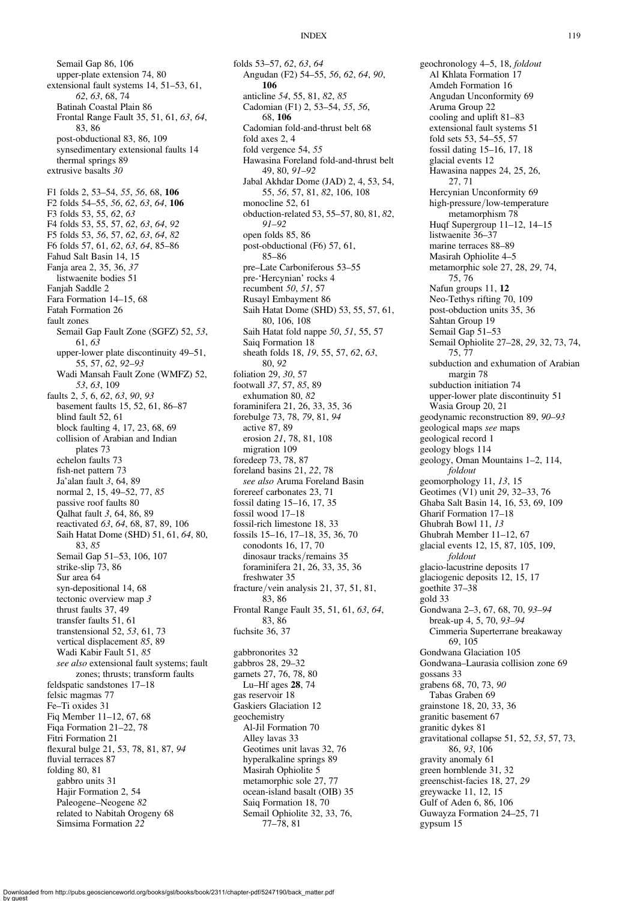Semail Gap 86, 106
upper-plate extension 74, 80
extensional fault systems 14, 51–53, 61, *62*, *63*, 68, 74
Batinah Coastal Plain 86
Frontal Range Fault 35, 51, 61, *63*, *64*, 83, 86
post-obductional 83, 86, 109
synsedimentary extensional faults 14
thermal springs 89
extrusive basalts *30*

F1 folds 2, 53–54, *55*, *56*, 68, **106**
F2 folds 54–55, *56*, *62*, *63*, *64*, **106**
F3 folds 53, 55, *62*, *63*
F4 folds 53, 55, 57, *62*, *63*, *64*, *92*
F5 folds 53, *56*, 57, *62*, *63*, *64*, *82*
F6 folds 57, 61, *62*, *63*, *64*, 85–86
Fahud Salt Basin 14, 15
Fanja area 2, 35, 36, *37*
listwaenite bodies 51
Fanjah Saddle 2
Fara Formation 14–15, 68
Fatah Formation 26
fault zones
Semail Gap Fault Zone (SGFZ) 52, *53*, 61, *63*
upper-lower plate discontinuity 49–51, 55, 57, *62*, *92–93*
Wadi Mansah Fault Zone (WMFZ) 52, *53*, *63*, 109
faults 2, *5*, 6, *62*, *63*, *90*, *93*
basement faults 15, 52, 61, 86–87
blind fault 52, 61
block faulting 4, 17, 23, 68, 69
collision of Arabian and Indian plates 73
echelon faults 73
fish-net pattern 73
Ja'alan fault *3*, 64, 89
normal 2, 15, 49–52, 77, *85*
passive roof faults 80
Qalhat fault *3*, 64, 86, 89
reactivated *63*, *64*, 68, 87, 89, 106
Saih Hatat Dome (SHD) 51, 61, *64*, 80, 83, *85*
Semail Gap 51–53, 106, 107
strike-slip 73, 86
Sur area 64
syn-depositional 14, 68
tectonic overview map *3*
thrust faults 37, 49
transfer faults 51, 61
transtensional 52, *53*, 61, 73
vertical displacement *85*, 89
Wadi Kabir Fault 51, *85*
*see also* extensional fault systems; fault zones; thrusts; transform faults
feldspatic sandstones 17–18
felsic magmas 77
Fe–Ti oxides 31
Fiq Member 11–12, 67, 68
Fiqa Formation 21–22, 78
Fitri Formation 21
flexural bulge 21, 53, 78, 81, 87, *94*
fluvial terraces 87
folding 80, 81
gabbro units 31
Hajir Formation 2, 54
Paleogene–Neogene *82*
related to Nabitah Orogeny 68
Simsima Formation *22*

folds 53–57, *62*, *63*, *64*
Angudan (F2) 54–55, *56*, *62*, *64*, *90*, **106**
anticline *54*, 55, 81, *82*, *85*
Cadomian (F1) 2, 53–54, *55*, *56*, 68, **106**
Cadomian fold-and-thrust belt 68
fold axes 2, 4
fold vergence 54, *55*
Hawasina Foreland fold-and-thrust belt 49, 80, *91–92*
Jabal Akhdar Dome (JAD) 2, 4, 53, 54, 55, *56*, 57, 81, *82*, 106, 108
monocline 52, 61
obduction-related 53, 55–57, 80, 81, *82*, *91–92*
open folds 85, 86
post-obductional (F6) 57, 61, 85–86
pre–Late Carboniferous 53–55
pre-'Hercynian' rocks 4
recumbent *50*, *51*, 57
Rusayl Embayment 86
Saih Hatat Dome (SHD) 53, 55, 57, 61, 80, 106, 108
Saih Hatat fold nappe *50*, *51*, 55, 57
Saiq Formation 18
sheath folds 18, *19*, 55, 57, *62*, *63*, 80, *92*
foliation 29, *30*, 57
footwall *37*, 57, *85*, 89
exhumation 80, *82*
foraminifera 21, 26, 33, 35, 36
forebulge 73, 78, *79*, 81, *94*
active 87, 89
erosion *21*, 78, 81, 108
migration 109
foredeep 73, 78, 87
foreland basins 21, *22*, 78
*see also* Aruma Foreland Basin
forereef carbonates 23, 71
fossil dating 15–16, 17, 35
fossil wood 17–18
fossil-rich limestone 18, 33
fossils 15–16, 17–18, 35, 36, 70
conodonts 16, 17, 70
dinosaur tracks/remains 35
foraminifera 21, 26, 33, 35, 36
freshwater 35
fracture/vein analysis 21, 37, 51, 81, 83, 86
Frontal Range Fault 35, 51, 61, *63*, *64*, 83, 86
fuchsite 36, 37

gabbronorites 32
gabbros 28, 29–32
garnets 27, 76, 78, 80
Lu–Hf ages **28**, 74
gas reservoir 18
Gaskiers Glaciation 12
geochemistry
Al-Jil Formation 70
Alley lavas 33
Geotimes unit lavas 32, 76
hyperalkaline springs 89
Masirah Ophiolite 5
metamorphic sole 27, 77
ocean-island basalt (OIB) 35
Saiq Formation 18, 70
Semail Ophiolite 32, 33, 76, 77–78, 81

geochronology 4–5, 18, *foldout*
Al Khlata Formation 17
Amdeh Formation 16
Angudan Unconformity 69
Aruma Group 22
cooling and uplift 81–83
extensional fault systems 51
fold sets 53, 54–55, 57
fossil dating 15–16, 17, 18
glacial events 12
Hawasina nappes 24, 25, 26, 27, 71
Hercynian Unconformity 69
high-pressure/low-temperature metamorphism 78
Huqf Supergroup 11–12, 14–15
listwaenite 36–37
marine terraces 88–89
Masirah Ophiolite 4–5
metamorphic sole 27, 28, *29*, 74, 75, 76
Nafun groups 11, **12**
Neo-Tethys rifting 70, 109
post-obduction units 35, 36
Sahtan Group 19
Semail Gap 51–53
Semail Ophiolite 27–28, *29*, 32, 73, 74, 75, 77
subduction and exhumation of Arabian margin 78
subduction initiation 74
upper-lower plate discontinuity 51
Wasia Group 20, 21
geodynamic reconstruction 89, *90–93*
geological maps *see* maps
geological record 1
geology blogs 114
geology, Oman Mountains 1–2, 114, *foldout*
geomorphology 11, *13*, 15
Geotimes (V1) unit *29*, 32–33, 76
Ghaba Salt Basin 14, 16, 53, 69, 109
Gharif Formation 17–18
Ghubrah Bowl 11, *13*
Ghubrah Member 11–12, 67
glacial events 12, 15, 87, 105, 109, *foldout*
glacio-lacustrine deposits 17
glaciogenic deposits 12, 15, 17
goethite 37–38
gold 33
Gondwana 2–3, 67, 68, 70, *93–94*
break-up 4, 5, 70, *93–94*
Cimmeria Superterrane breakaway 69, 105
Gondwana Glaciation 105
Gondwana–Laurasia collision zone 69
gossans 33
grabens 68, 70, 73, *90*
Tabas Graben 69
grainstone 18, 20, 33, 36
granitic basement 67
granitic dykes 81
gravitational collapse 51, 52, *53*, 57, 73, 86, *93*, 106
gravity anomaly 61
green hornblende 31, 32
greenschist-facies 18, 27, *29*
greywacke 11, 12, 15
Gulf of Aden 6, 86, 106
Guwayza Formation 24–25, 71
gypsum 15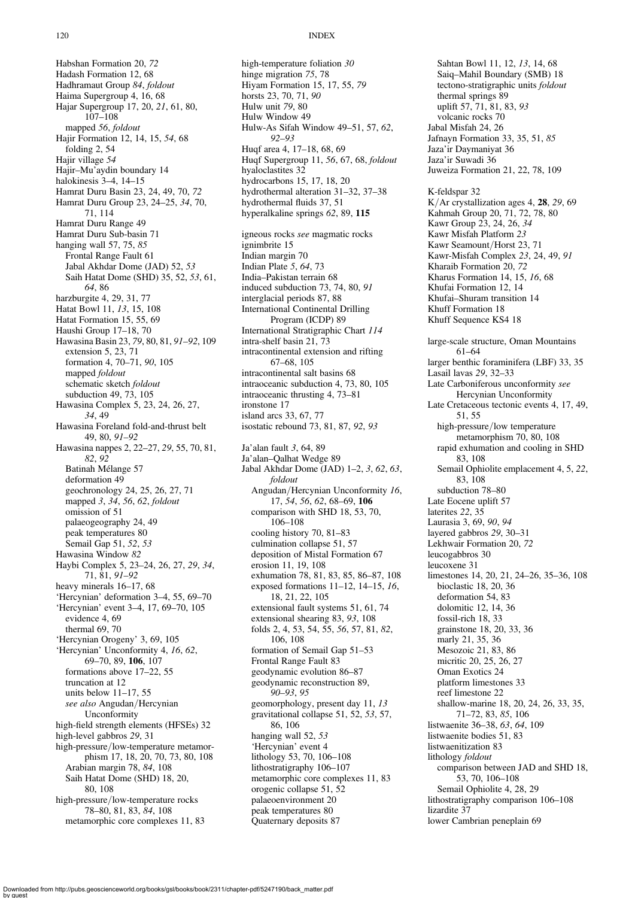Habshan Formation 20, *72*
Hadash Formation 12, 68
Hadhramaut Group *84*, *foldout*
Haima Supergroup 4, 16, 68
Hajar Supergroup 17, 20, *21*, 61, 80, 107–108
  mapped *56*, *foldout*
Hajir Formation 12, 14, 15, *54*, 68
  folding 2, 54
Hajir village *54*
Hajir–Mu'aydin boundary 14
halokinesis 3–4, 14–15
Hamrat Duru Basin 23, 24, 49, 70, *72*
Hamrat Duru Group 23, 24–25, *34*, 70, 71, 114
Hamrat Duru Range 49
Hamrat Duru Sub-basin 71
hanging wall 57, 75, *85*
  Frontal Range Fault 61
  Jabal Akhdar Dome (JAD) 52, *53*
  Saih Hatat Dome (SHD) 35, 52, *53*, 61, *64*, 86
harzburgite 4, 29, 31, 77
Hatat Bowl 11, *13*, 15, 108
Hatat Formation 15, 55, 69
Haushi Group 17–18, 70
Hawasina Basin 23, *79*, 80, 81, *91–92*, 109
  extension 5, 23, 71
  formation 4, 70–71, *90*, 105
  mapped *foldout*
  schematic sketch *foldout*
  subduction 49, 73, 105
Hawasina Complex 5, 23, 24, 26, 27, *34*, 49
Hawasina Foreland fold-and-thrust belt 49, 80, *91–92*
Hawasina nappes 2, 22–27, *29*, 55, 70, 81, *82*, *92*
  Batinah Mélange 57
  deformation 49
  geochronology 24, 25, 26, 27, 71
  mapped *3*, *34*, *56*, *62*, *foldout*
  omission of 51
  palaeogeography 24, 49
  peak temperatures 80
  Semail Gap 51, *52*, *53*
Hawasina Window *82*
Haybi Complex 5, 23–24, 26, 27, *29*, *34*, 71, 81, *91–92*
heavy minerals 16–17, 68
'Hercynian' deformation 3–4, 55, 69–70
'Hercynian' event 3–4, 17, 69–70, 105
  evidence 4, 69
  thermal 69, 70
'Hercynian Orogeny' 3, 69, 105
'Hercynian' Unconformity 4, *16*, *62*, 69–70, 89, **106**, 107
  formations above 17–22, 55
  truncation at 12
  units below 11–17, 55
  *see also* Angudan/Hercynian Unconformity
high-field strength elements (HFSEs) 32
high-level gabbros *29*, 31
high-pressure/low-temperature metamorphism 17, 18, 20, 70, 73, 80, 108
  Arabian margin 78, *84*, 108
  Saih Hatat Dome (SHD) 18, 20, 80, 108
high-pressure/low-temperature rocks 78–80, 81, 83, *84*, 108
  metamorphic core complexes 11, 83
high-temperature foliation *30*
hinge migration *75*, 78
Hiyam Formation 15, 17, 55, *79*
horsts 23, 70, 71, *90*
Hulw unit *79*, 80
Hulw Window 49
Hulw-As Sifah Window 49–51, 57, *62*, *92–93*
Huqf area 4, 17–18, 68, 69
Huqf Supergroup 11, *56*, 67, 68, *foldout*
hyaloclastites 32
hydrocarbons 15, 17, 18, 20
hydrothermal alteration 31–32, 37–38
hydrothermal fluids 37, 51
hyperalkaline springs *62*, 89, **115**

igneous rocks *see* magmatic rocks
ignimbrite 15
Indian margin 70
Indian Plate *5*, *64*, 73
India–Pakistan terrain 68
induced subduction 73, 74, 80, *91*
interglacial periods 87, 88
International Continental Drilling Program (ICDP) 89
International Stratigraphic Chart *114*
intra-shelf basin 21, 73
intracontinental extension and rifting 67–68, 105
intracontinental salt basins 68
intraoceanic subduction 4, 73, 80, 105
intraoceanic thrusting 4, 73–81
ironstone 17
island arcs 33, 67, 77
isostatic rebound 73, 81, 87, *92*, *93*

Ja'alan fault *3*, 64, 89
Ja'alan–Qalhat Wedge 89
Jabal Akhdar Dome (JAD) 1–2, *3*, *62*, *63*, *foldout*
  Angudan/Hercynian Unconformity *16*, 17, *54*, *56*, *62*, 68–69, **106**
  comparison with SHD 18, 53, 70, 106–108
  cooling history 70, 81–83
  culmination collapse 51, 57
  deposition of Mistal Formation 67
  erosion 11, 19, 108
  exhumation 78, 81, 83, 85, 86–87, 108
  exposed formations 11–12, 14–15, *16*, 18, 21, 22, 105
  extensional fault systems 51, 61, 74
  extensional shearing 83, *93*, 108
  folds 2, 4, 53, 54, 55, *56*, 57, 81, *82*, 106, 108
  formation of Semail Gap 51–53
  Frontal Range Fault 83
  geodynamic evolution 86–87
  geodynamic reconstruction 89, *90–93*, *95*
  geomorphology, present day 11, *13*
  gravitational collapse 51, 52, *53*, 57, 86, 106
  hanging wall 52, *53*
  'Hercynian' event 4
  lithology 53, 70, 106–108
  lithostratigraphy 106–107
  metamorphic core complexes 11, 83
  orogenic collapse 51, 52
  palaeoenvironment 20
  peak temperatures 80
  Quaternary deposits 87
  Sahtan Bowl 11, 12, *13*, 14, 68
  Saiq–Mahil Boundary (SMB) 18
  tectono-stratigraphic units *foldout*
  thermal springs 89
  uplift 57, 71, 81, 83, *93*
  volcanic rocks 70
Jabal Misfah 24, 26
Jafnayn Formation 33, 35, 51, *85*
Jaza'ir Daymaniyat 36
Jaza'ir Suwadi 36
Juweiza Formation 21, 22, 78, 109

K-feldspar 32
K/Ar crystallization ages 4, **28**, *29*, 69
Kahmah Group 20, 71, 72, 78, 80
Kawr Group 23, 24, 26, *34*
Kawr Misfah Platform *23*
Kawr Seamount/Horst 23, 71
Kawr-Misfah Complex *23*, 24, 49, *91*
Kharaib Formation 20, *72*
Kharus Formation 14, 15, *16*, 68
Khufai Formation 12, 14
Khufai–Shuram transition 14
Khuff Formation 18
Khuff Sequence KS4 18

large-scale structure, Oman Mountains 61–64
larger benthic foraminifera (LBF) 33, 35
Lasail lavas *29*, 32–33
Late Carboniferous unconformity *see* Hercynian Unconformity
Late Cretaceous tectonic events 4, 17, 49, 51, 55
  high-pressure/low temperature metamorphism 70, 80, 108
  rapid exhumation and cooling in SHD 83, 108
  Semail Ophiolite emplacement 4, 5, *22*, 83, 108
  subduction 78–80
Late Eocene uplift 57
laterites *22*, 35
Laurasia 3, 69, *90*, *94*
layered gabbros *29*, 30–31
Lekhwair Formation 20, *72*
leucogabbros 30
leucoxene 31
limestones 14, 20, 21, 24–26, 35–36, 108
  bioclastic 18, 20, 36
  deformation 54, 83
  dolomitic 12, 14, 36
  fossil-rich 18, 33
  grainstone 18, 20, 33, 36
  marly 21, 35, 36
  Mesozoic 21, 83, 86
  micritic 20, 25, 26, 27
  Oman Exotics 24
  platform limestones 33
  reef limestone 22
  shallow-marine 18, 20, 24, 26, 33, 35, 71–72, 83, *85*, 106
listwaenite 36–38, *63*, *64*, 109
listwaenite bodies 51, 83
listwaenitization 83
lithology *foldout*
  comparison between JAD and SHD 18, 53, 70, 106–108
  Semail Ophiolite 4, 28, 29
lithostratigraphy comparison 106–108
lizardite 37
lower Cambrian peneplain 69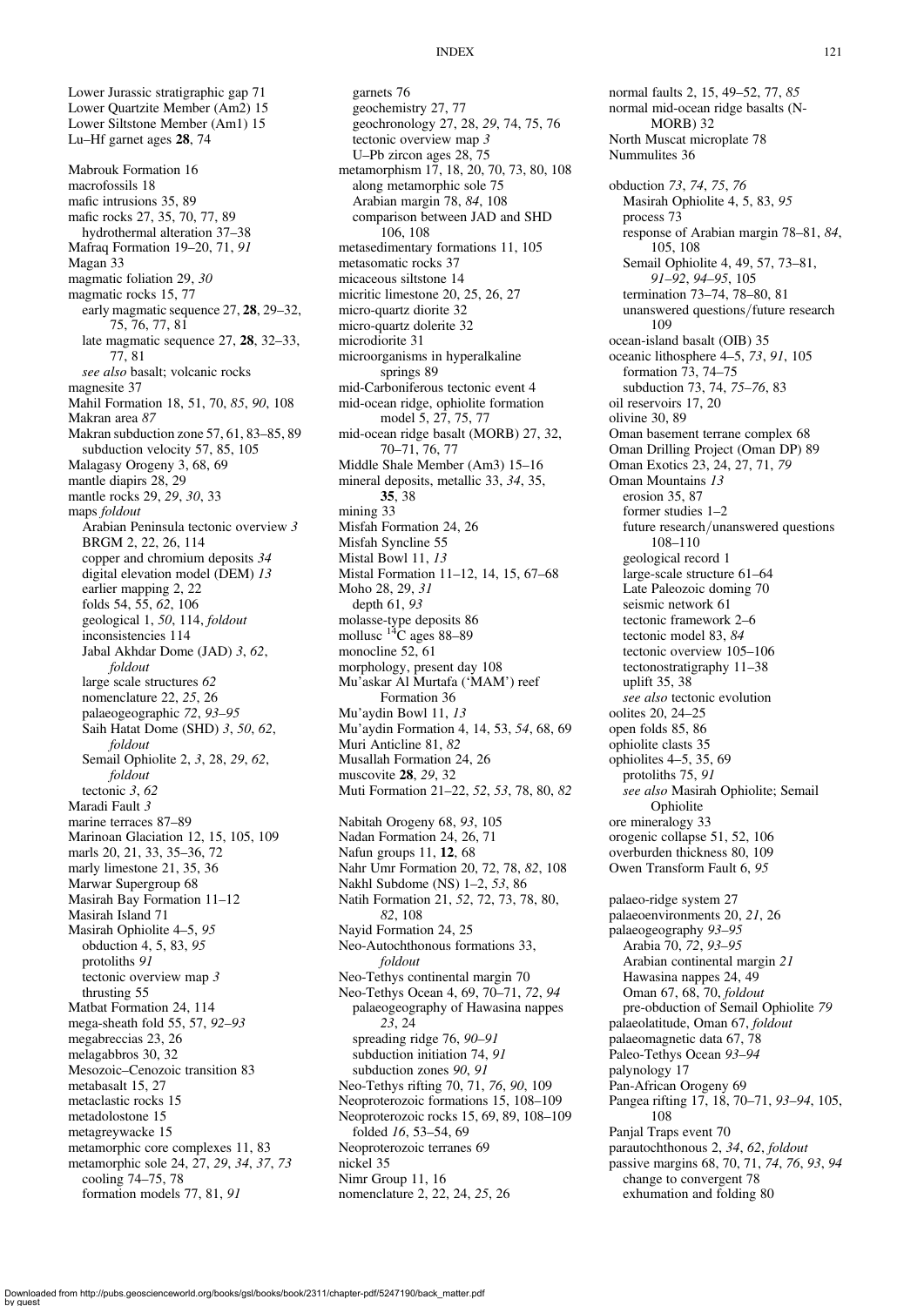Lower Jurassic stratigraphic gap 71
Lower Quartzite Member (Am2) 15
Lower Siltstone Member (Am1) 15
Lu–Hf garnet ages **28**, 74

Mabrouk Formation 16
macrofossils 18
mafic intrusions 35, 89
mafic rocks 27, 35, 70, 77, 89
  hydrothermal alteration 37–38
Mafraq Formation 19–20, 71, *91*
Magan 33
magmatic foliation 29, *30*
magmatic rocks 15, 77
  early magmatic sequence 27, **28**, 29–32, 75, 76, 77, 81
  late magmatic sequence 27, **28**, 32–33, 77, 81
  *see also* basalt; volcanic rocks
magnesite 37
Mahil Formation 18, 51, 70, *85*, *90*, 108
Makran area *87*
Makran subduction zone 57, 61, 83–85, 89
  subduction velocity 57, 85, 105
Malagasy Orogeny 3, 68, 69
mantle diapirs 28, 29
mantle rocks 29, *29*, *30*, 33
maps *foldout*
  Arabian Peninsula tectonic overview *3*
  BRGM 2, 22, 26, 114
  copper and chromium deposits *34*
  digital elevation model (DEM) *13*
  earlier mapping 2, 22
  folds 54, 55, *62*, 106
  geological 1, *50*, 114, *foldout*
  inconsistencies 114
  Jabal Akhdar Dome (JAD) *3*, *62*, *foldout*
  large scale structures *62*
  nomenclature 22, *25*, 26
  palaeogeographic *72*, *93–95*
  Saih Hatat Dome (SHD) *3*, *50*, *62*, *foldout*
  Semail Ophiolite 2, *3*, 28, *29*, *62*, *foldout*
  tectonic *3*, *62*
Maradi Fault *3*
marine terraces 87–89
Marinoan Glaciation 12, 15, 105, 109
marls 20, 21, 33, 35–36, 72
marly limestone 21, 35, 36
Marwar Supergroup 68
Masirah Bay Formation 11–12
Masirah Island 71
Masirah Ophiolite 4–5, *95*
  obduction 4, 5, 83, *95*
  protoliths *91*
  tectonic overview map *3*
  thrusting 55
Matbat Formation 24, 114
mega-sheath fold 55, 57, *92–93*
megabreccias 23, 26
melagabbros 30, 32
Mesozoic–Cenozoic transition 83
metabasalt 15, 27
metaclastic rocks 15
metadolostone 15
metagreywacke 15
metamorphic core complexes 11, 83
metamorphic sole 24, 27, *29*, *34*, *37*, *73*
  cooling 74–75, 78
  formation models 77, 81, *91*
garnets 76
  geochemistry 27, 77
  geochronology 27, 28, *29*, 74, 75, 76
  tectonic overview map *3*
  U–Pb zircon ages 28, 75
metamorphism 17, 18, 20, 70, 73, 80, 108
  along metamorphic sole 75
  Arabian margin 78, *84*, 108
  comparison between JAD and SHD 106, 108
metasedimentary formations 11, 105
metasomatic rocks 37
micaceous siltstone 14
micritic limestone 20, 25, 26, 27
micro-quartz diorite 32
micro-quartz dolerite 32
microdiorite 31
microorganisms in hyperalkaline springs 89
mid-Carboniferous tectonic event 4
mid-ocean ridge, ophiolite formation model 5, 27, 75, 77
mid-ocean ridge basalt (MORB) 27, 32, 70–71, 76, 77
Middle Shale Member (Am3) 15–16
mineral deposits, metallic 33, *34*, 35, **35**, 38
mining 33
Misfah Formation 24, 26
Misfah Syncline 55
Mistal Bowl 11, *13*
Mistal Formation 11–12, 14, 15, 67–68
Moho 28, 29, *31*
  depth 61, *93*
molasse-type deposits 86
mollusc $^{14}C$ ages 88–89
monocline 52, 61
morphology, present day 108
Mu'askar Al Murtafa ('MAM') reef Formation 36
Mu'aydin Bowl 11, *13*
Mu'aydin Formation 4, 14, 53, *54*, 68, 69
Muri Anticline 81, *82*
Musallah Formation 24, 26
muscovite **28**, *29*, 32
Muti Formation 21–22, *52*, *53*, 78, 80, *82*

Nabitah Orogeny 68, *93*, 105
Nadan Formation 24, 26, 71
Nafun groups 11, **12**, 68
Nahr Umr Formation 20, 72, 78, *82*, 108
Nakhl Subdome (NS) 1–2, *53*, 86
Natih Formation 21, *52*, 72, 73, 78, 80, *82*, 108
Nayid Formation 24, 25
Neo-Autochthonous formations 33, *foldout*
Neo-Tethys continental margin 70
Neo-Tethys Ocean 4, 69, 70–71, *72*, *94*
  palaeogeography of Hawasina nappes *23*, 24
  spreading ridge 76, *90–91*
  subduction initiation 74, *91*
  subduction zones *90*, *91*
Neo-Tethys rifting 70, 71, *76*, *90*, 109
Neoproterozoic formations 15, 108–109
Neoproterozoic rocks 15, 69, 89, 108–109
  folded *16*, 53–54, 69
Neoproterozoic terranes 69
nickel 35
Nimr Group 11, 16
nomenclature 2, 22, 24, *25*, 26
normal faults 2, 15, 49–52, 77, *85*
normal mid-ocean ridge basalts (N-MORB) 32
North Muscat microplate 78
Nummulites 36

obduction *73*, *74*, *75*, *76*
  Masirah Ophiolite 4, 5, 83, *95*
  process 73
  response of Arabian margin 78–81, *84*, 105, 108
  Semail Ophiolite 4, 49, 57, 73–81, *91–92*, *94–95*, 105
  termination 73–74, 78–80, 81
  unanswered questions/future research 109
ocean-island basalt (OIB) 35
oceanic lithosphere 4–5, *73*, *91*, 105
  formation 73, 74–75
  subduction 73, 74, *75–76*, 83
oil reservoirs 17, 20
olivine 30, 89
Oman basement terrane complex 68
Oman Drilling Project (Oman DP) 89
Oman Exotics 23, 24, 27, 71, *79*
Oman Mountains *13*
  erosion 35, 87
  former studies 1–2
  future research/unanswered questions 108–110
  geological record 1
  large-scale structure 61–64
  Late Paleozoic doming 70
  seismic network 61
  tectonic framework 2–6
  tectonic model 83, *84*
  tectonic overview 105–106
  tectonostratigraphy 11–38
  uplift 35, 38
  *see also* tectonic evolution
oolites 20, 24–25
open folds 85, 86
ophiolite clasts 35
ophiolites 4–5, 35, 69
  protoliths 75, *91*
  *see also* Masirah Ophiolite; Semail Ophiolite
ore mineralogy 33
orogenic collapse 51, 52, 106
overburden thickness 80, 109
Owen Transform Fault 6, *95*

palaeo-ridge system 27
palaeoenvironments 20, *21*, 26
palaeogeography *93–95*
  Arabia 70, *72*, *93–95*
  Arabian continental margin *21*
  Hawasina nappes 24, 49
  Oman 67, 68, 70, *foldout*
  pre-obduction of Semail Ophiolite *79*
palaeolatitude, Oman 67, *foldout*
palaeomagnetic data 67, 78
Paleo-Tethys Ocean *93–94*
palynology 17
Pan-African Orogeny 69
Pangea rifting 17, 18, 70–71, *93–94*, 105, 108
Panjal Traps event 70
parautochthonous 2, *34*, *62*, *foldout*
passive margins 68, 70, 71, *74*, *76*, *93*, *94*
  change to convergent 78
  exhumation and folding 80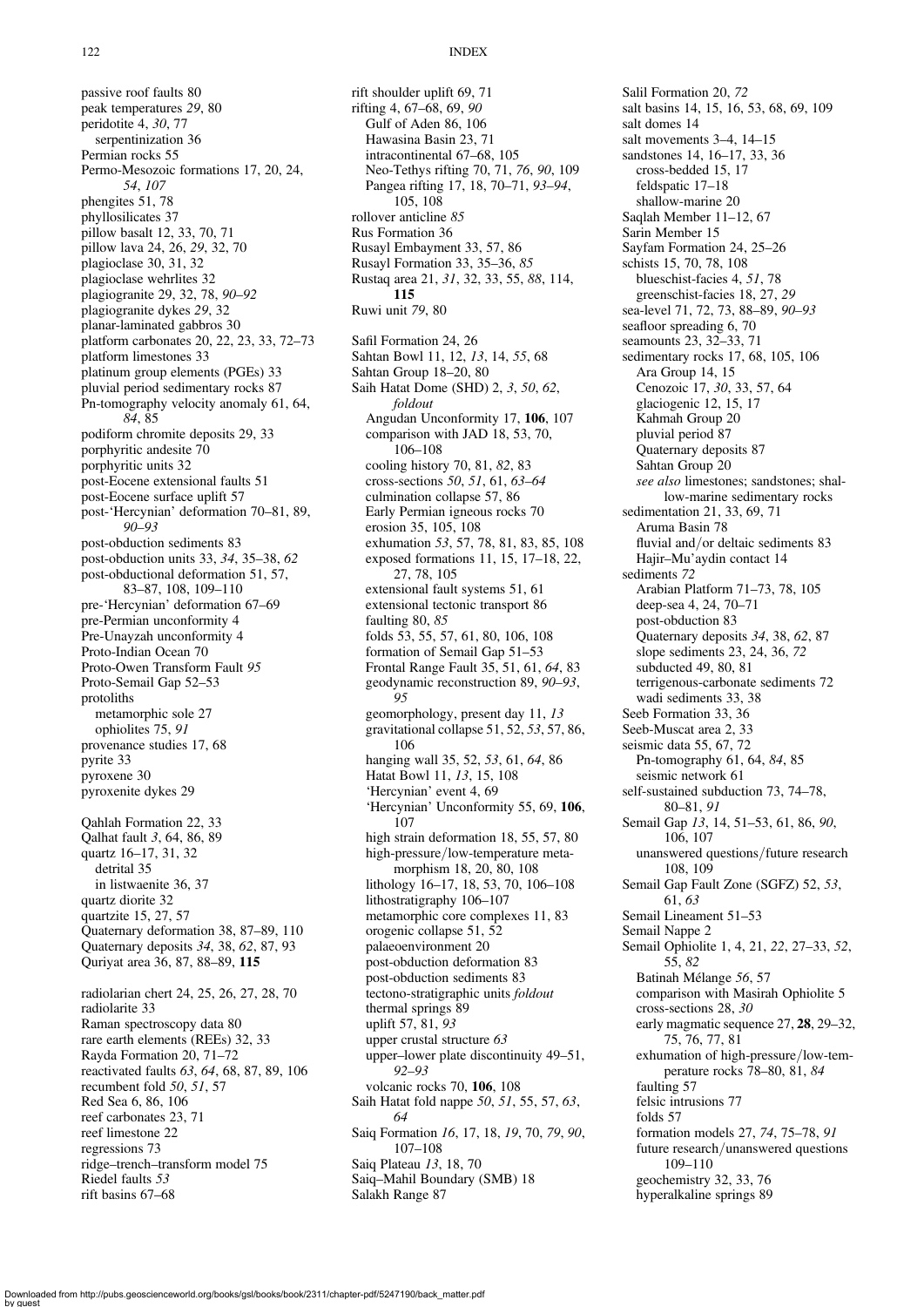passive roof faults 80
peak temperatures *29*, 80
peridotite 4, *30*, 77
  serpentinization 36
Permian rocks 55
Permo-Mesozoic formations 17, 20, 24, *54*, *107*
phengites 51, 78
phyllosilicates 37
pillow basalt 12, 33, 70, 71
pillow lava 24, 26, *29*, 32, 70
plagioclase 30, 31, 32
plagioclase wehrlites 32
plagiogranite 29, 32, 78, *90–92*
plagiogranite dykes *29*, 32
planar-laminated gabbros 30
platform carbonates 20, 22, 23, 33, 72–73
platform limestones 33
platinum group elements (PGEs) 33
pluvial period sedimentary rocks 87
Pn-tomography velocity anomaly 61, 64, *84*, 85
podiform chromite deposits 29, 33
porphyritic andesite 70
porphyritic units 32
post-Eocene extensional faults 51
post-Eocene surface uplift 57
post-'Hercynian' deformation 70–81, 89, *90–93*
post-obduction sediments 83
post-obduction units 33, *34*, 35–38, *62*
post-obductional deformation 51, 57, 83–87, 108, 109–110
pre-'Hercynian' deformation 67–69
pre-Permian unconformity 4
Pre-Unayzah unconformity 4
Proto-Indian Ocean 70
Proto-Owen Transform Fault *95*
Proto-Semail Gap 52–53
protoliths
  metamorphic sole 27
  ophiolites 75, *91*
provenance studies 17, 68
pyrite 33
pyroxene 30
pyroxenite dykes 29

Qahlah Formation 22, 33
Qalhat fault *3*, 64, 86, 89
quartz 16–17, 31, 32
  detrital 35
  in listwaenite 36, 37
quartz diorite 32
quartzite 15, 27, 57
Quaternary deformation 38, 87–89, 110
Quaternary deposits *34*, 38, *62*, 87, 93
Quriyat area 36, 87, 88–89, **115**

radiolarian chert 24, 25, 26, 27, 28, 70
radiolarite 33
Raman spectroscopy data 80
rare earth elements (REEs) 32, 33
Rayda Formation 20, 71–72
reactivated faults *63*, *64*, 68, 87, 89, 106
recumbent fold *50*, *51*, 57
Red Sea 6, 86, 106
reef carbonates 23, 71
reef limestone 22
regressions 73
ridge–trench–transform model 75
Riedel faults *53*
rift basins 67–68
rift shoulder uplift 69, 71
rifting 4, 67–68, 69, *90*
  Gulf of Aden 86, 106
  Hawasina Basin 23, 71
  intracontinental 67–68, 105
  Neo-Tethys rifting 70, 71, *76*, *90*, 109
  Pangea rifting 17, 18, 70–71, *93–94*, 105, 108
rollover anticline *85*
Rus Formation 36
Rusayl Embayment 33, 57, 86
Rusayl Formation 33, 35–36, *85*
Rustaq area 21, *31*, 32, 33, 55, *88*, 114, **115**
Ruwi unit *79*, 80

Safil Formation 24, 26
Sahtan Bowl 11, 12, *13*, 14, *55*, 68
Sahtan Group 18–20, 80
Saih Hatat Dome (SHD) 2, *3*, *50*, *62*, *foldout*
  Angudan Unconformity 17, **106**, 107
  comparison with JAD 18, 53, 70, 106–108
  cooling history 70, 81, *82*, 83
  cross-sections *50*, *51*, 61, *63–64*
  culmination collapse 57, 86
  Early Permian igneous rocks 70
  erosion 35, 105, 108
  exhumation *53*, 57, 78, 81, 83, 85, 108
  exposed formations 11, 15, 17–18, 22, 27, 78, 105
  extensional fault systems 51, 61
  extensional tectonic transport 86
  faulting 80, *85*
  folds 53, 55, 57, 61, 80, 106, 108
  formation of Semail Gap 51–53
  Frontal Range Fault 35, 51, 61, *64*, 83
  geodynamic reconstruction 89, *90–93*, *95*
  geomorphology, present day 11, *13*
  gravitational collapse 51, 52, *53*, 57, 86, 106
  hanging wall 35, 52, *53*, 61, *64*, 86
  Hatat Bowl 11, *13*, 15, 108
  'Hercynian' event 4, 69
  'Hercynian' Unconformity 55, 69, **106**, 107
  high strain deformation 18, 55, 57, 80
  high-pressure/low-temperature metamorphism 18, 20, 80, 108
  lithology 16–17, 18, 53, 70, 106–108
  lithostratigraphy 106–107
  metamorphic core complexes 11, 83
  orogenic collapse 51, 52
  palaeoenvironment 20
  post-obduction deformation 83
  post-obduction sediments 83
  tectono-stratigraphic units *foldout*
  thermal springs 89
  uplift 57, 81, *93*
  upper crustal structure *63*
  upper–lower plate discontinuity 49–51, *92–93*
  volcanic rocks 70, **106**, 108
Saih Hatat fold nappe *50*, *51*, 55, 57, *63*, *64*
Saiq Formation *16*, 17, 18, *19*, 70, *79*, *90*, 107–108
Saiq Plateau *13*, 18, 70
Saiq–Mahil Boundary (SMB) 18
Salakh Range 87
Salil Formation 20, *72*
salt basins 14, 15, 16, 53, 68, 69, 109
salt domes 14
salt movements 3–4, 14–15
sandstones 14, 16–17, 33, 36
  cross-bedded 15, 17
  feldspatic 17–18
  shallow-marine 20
Saqlah Member 11–12, 67
Sarin Member 15
Sayfam Formation 24, 25–26
schists 15, 70, 78, 108
  blueschist-facies 4, *51*, 78
  greenschist-facies 18, 27, *29*
sea-level 71, 72, 73, 88–89, *90–93*
seafloor spreading 6, 70
seamounts 23, 32–33, 71
sedimentary rocks 17, 68, 105, 106
  Ara Group 14, 15
  Cenozoic 17, *30*, 33, 57, 64
  glaciogenic 12, 15, 17
  Kahmah Group 20
  pluvial period 87
  Quaternary deposits 87
  Sahtan Group 20
  *see also* limestones; sandstones; shallow-marine sedimentary rocks
sedimentation 21, 33, 69, 71
  Aruma Basin 78
  fluvial and/or deltaic sediments 83
  Hajir–Mu'aydin contact 14
sediments *72*
  Arabian Platform 71–73, 78, 105
  deep-sea 4, 24, 70–71
  post-obduction 83
  Quaternary deposits *34*, 38, *62*, 87
  slope sediments 23, 24, 36, *72*
  subducted 49, 80, 81
  terrigenous-carbonate sediments 72
  wadi sediments 33, 38
Seeb Formation 33, 36
Seeb-Muscat area 2, 33
seismic data 55, 67, 72
  Pn-tomography 61, 64, *84*, 85
  seismic network 61
self-sustained subduction 73, 74–78, 80–81, *91*
Semail Gap *13*, 14, 51–53, 61, 86, *90*, 106, 107
  unanswered questions/future research 108, 109
Semail Gap Fault Zone (SGFZ) 52, *53*, 61, *63*
Semail Lineament 51–53
Semail Nappe 2
Semail Ophiolite 1, 4, 21, *22*, 27–33, *52*, 55, *82*
  Batinah Mélange *56*, 57
  comparison with Masirah Ophiolite 5
  cross-sections 28, *30*
  early magmatic sequence 27, **28**, 29–32, 75, 76, 77, 81
  exhumation of high-pressure/low-temperature rocks 78–80, 81, *84*
  faulting 57
  felsic intrusions 77
  folds 57
  formation models 27, *74*, 75–78, *91*
  future research/unanswered questions 109–110
  geochemistry 32, 33, 76
  hyperalkaline springs 89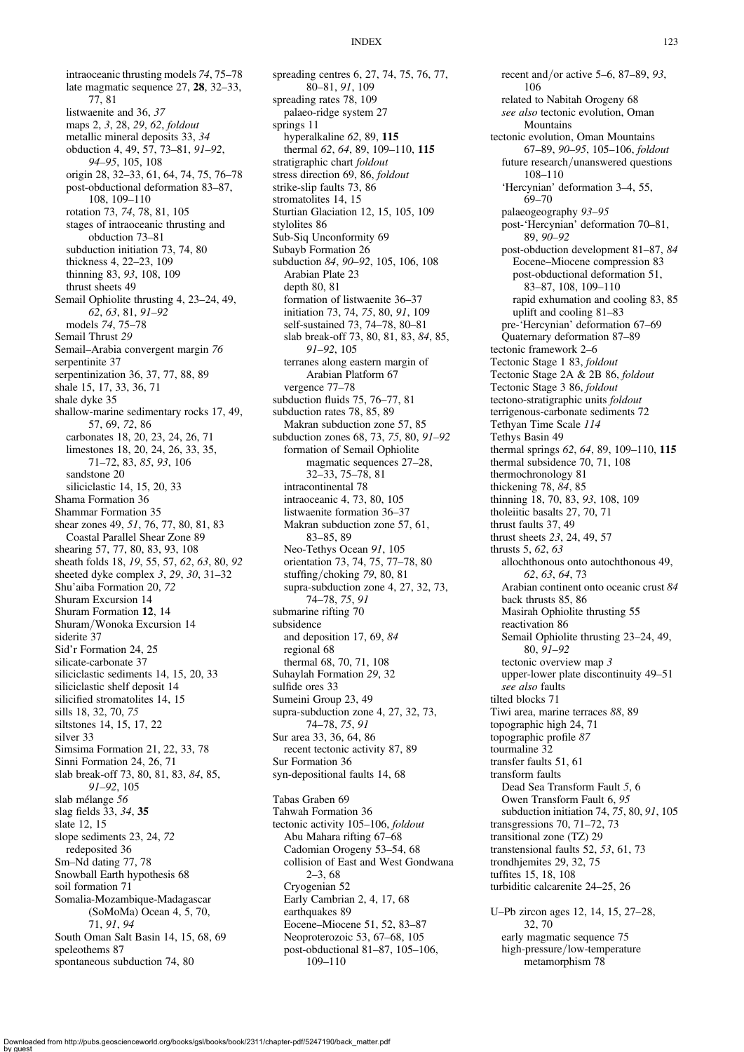intraoceanic thrusting models *74*, 75–78
late magmatic sequence 27, **28**, 32–33, 77, 81
listwaenite and 36, *37*
maps 2, *3*, 28, *29*, *62*, *foldout*
metallic mineral deposits 33, *34*
obduction 4, 49, 57, 73–81, *91–92*, *94–95*, 105, 108
origin 28, 32–33, 61, 64, 74, 75, 76–78
post-obductional deformation 83–87, 108, 109–110
rotation 73, *74*, 78, 81, 105
stages of intraoceanic thrusting and obduction 73–81
subduction initiation 73, 74, 80
thickness 4, 22–23, 109
thinning 83, *93*, 108, 109
thrust sheets 49

Semail Ophiolite thrusting 4, 23–24, 49, *62*, *63*, 81, *91–92*
models *74*, 75–78

Semail Thrust *29*
Semail–Arabia convergent margin *76*
serpentinite 37
serpentinization 36, 37, 77, 88, 89
shale 15, 17, 33, 36, 71
shale dyke 35
shallow-marine sedimentary rocks 17, 49, 57, 69, *72*, 86
carbonates 18, 20, 23, 24, 26, 71
limestones 18, 20, 24, 26, 33, 35, 71–72, 83, *85*, *93*, 106
sandstone 20
siliciclastic 14, 15, 20, 33

Shama Formation 36
Shammar Formation 35
shear zones 49, *51*, 76, 77, 80, 81, 83
Coastal Parallel Shear Zone 89
shearing 57, 77, 80, 83, 93, 108
sheath folds 18, *19*, 55, 57, *62*, *63*, 80, *92*
sheeted dyke complex *3*, *29*, *30*, 31–32
Shu'aiba Formation 20, *72*
Shuram Excursion 14
Shuram Formation **12**, 14
Shuram/Wonoka Excursion 14
siderite 37
Sid'r Formation 24, 25
silicate-carbonate 37
siliciclastic sediments 14, 15, 20, 33
siliciclastic shelf deposit 14
silicified stromatolites 14, 15
sills 18, 32, 70, *75*
siltstones 14, 15, 17, 22
silver 33
Simsima Formation 21, 22, 33, 78
Sinni Formation 24, 26, 71
slab break-off 73, 80, 81, 83, *84*, 85, *91–92*, 105
slab mélange *56*
slag fields 33, *34*, **35**
slate 12, 15
slope sediments 23, 24, *72*
redeposited 36
Sm–Nd dating 77, 78
Snowball Earth hypothesis 68
soil formation 71
Somalia-Mozambique-Madagascar (SoMoMa) Ocean 4, 5, 70, 71, *91*, *94*
South Oman Salt Basin 14, 15, 68, 69
speleothems 87
spontaneous subduction 74, 80
spreading centres 6, 27, 74, 75, 76, 77, 80–81, *91*, 109
spreading rates 78, 109
palaeo-ridge system 27
springs 11
hyperalkaline *62*, 89, **115**
thermal *62*, *64*, 89, 109–110, **115**
stratigraphic chart *foldout*
stress direction 69, 86, *foldout*
strike-slip faults 73, 86
stromatolites 14, 15
Sturtian Glaciation 12, 15, 105, 109
stylolites 86
Sub-Siq Unconformity 69
Subayb Formation 26
subduction *84*, *90–92*, 105, 106, 108
Arabian Plate 23
depth 80, 81
formation of listwaenite 36–37
initiation 73, 74, *75*, 80, *91*, 109
self-sustained 73, 74–78, 80–81
slab break-off 73, 80, 81, 83, *84*, 85, *91–92*, 105
terranes along eastern margin of Arabian Platform 67
vergence 77–78
subduction fluids 75, 76–77, 81
subduction rates 78, 85, 89
Makran subduction zone 57, 85
subduction zones 68, 73, *75*, 80, *91–92*
formation of Semail Ophiolite magmatic sequences 27–28, 32–33, 75–78, 81
intracontinental 78
intraoceanic 4, 73, 80, 105
listwaenite formation 36–37
Makran subduction zone 57, 61, 83–85, 89
Neo-Tethys Ocean *91*, 105
orientation 73, 74, 75, 77–78, 80
stuffing/choking *79*, 80, 81
supra-subduction zone 4, 27, 32, 73, 74–78, *75*, *91*
submarine rifting 70
subsidence
and deposition 17, 69, *84*
regional 68
thermal 68, 70, 71, 108
Suhaylah Formation *29*, 32
sulfide ores 33
Sumeini Group 23, 49
supra-subduction zone 4, 27, 32, 73, 74–78, *75*, *91*
Sur area 33, 36, 64, 86
recent tectonic activity 87, 89
Sur Formation 36
syn-depositional faults 14, 68

Tabas Graben 69
Tahwah Formation 36
tectonic activity 105–106, *foldout*
Abu Mahara rifting 67–68
Cadomian Orogeny 53–54, 68
collision of East and West Gondwana 2–3, 68
Cryogenian 52
Early Cambrian 2, 4, 17, 68
earthquakes 89
Eocene–Miocene 51, 52, 83–87
Neoproterozoic 53, 67–68, 105
post-obductional 81–87, 105–106, 109–110
recent and/or active 5–6, 87–89, *93*, 106
related to Nabitah Orogeny 68
*see also* tectonic evolution, Oman Mountains
tectonic evolution, Oman Mountains 67–89, *90–95*, 105–106, *foldout*
future research/unanswered questions 108–110
'Hercynian' deformation 3–4, 55, 69–70
palaeogeography *93–95*
post-'Hercynian' deformation 70–81, 89, *90–92*
post-obduction development 81–87, *84*
Eocene–Miocene compression 83
post-obductional deformation 51, 83–87, 108, 109–110
rapid exhumation and cooling 83, 85
uplift and cooling 81–83
pre-'Hercynian' deformation 67–69
Quaternary deformation 87–89
tectonic framework 2–6
Tectonic Stage 1 83, *foldout*
Tectonic Stage 2A & 2B 86, *foldout*
Tectonic Stage 3 86, *foldout*
tectono-stratigraphic units *foldout*
terrigenous-carbonate sediments 72
Tethyan Time Scale *114*
Tethys Basin 49
thermal springs *62*, *64*, 89, 109–110, **115**
thermal subsidence 70, 71, 108
thermochronology 81
thickening 78, *84*, 85
thinning 18, 70, 83, *93*, 108, 109
tholeiitic basalts 27, 70, 71
thrust faults 37, 49
thrust sheets *23*, 24, 49, 57
thrusts 5, *62*, *63*
allochthonous onto autochthonous 49, *62*, *63*, *64*, 73
Arabian continent onto oceanic crust *84*
back thrusts 85, 86
Masirah Ophiolite thrusting 55
reactivation 86
Semail Ophiolite thrusting 23–24, 49, 80, *91–92*
tectonic overview map *3*
upper-lower plate discontinuity 49–51
*see also* faults
tilted blocks 71
Tiwi area, marine terraces *88*, 89
topographic high 24, 71
topographic profile *87*
tourmaline 32
transfer faults 51, 61
transform faults
Dead Sea Transform Fault *5*, 6
Owen Transform Fault 6, *95*
subduction initiation 74, *75*, 80, *91*, 105
transgressions 70, 71–72, 73
transitional zone (TZ) 29
transtensional faults 52, *53*, 61, 73
trondhjemites 29, 32, 75
tuffites 15, 18, 108
turbiditic calcarenite 24–25, 26

U–Pb zircon ages 12, 14, 15, 27–28, 32, 70
early magmatic sequence 75
high-pressure/low-temperature metamorphism 78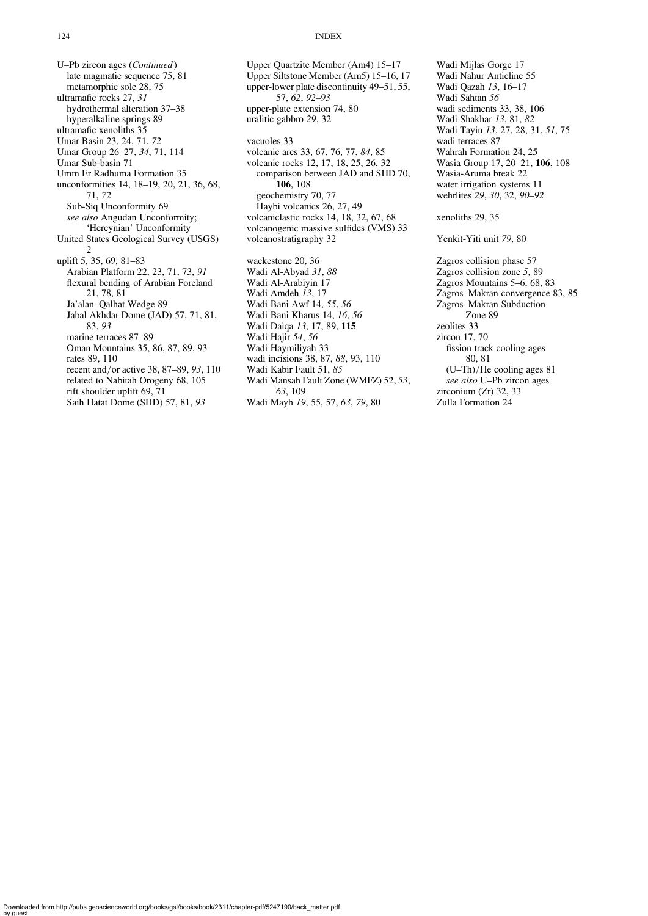U–Pb zircon ages (*Continued*)
  late magmatic sequence 75, 81
  metamorphic sole 28, 75
ultramafic rocks 27, *31*
  hydrothermal alteration 37–38
  hyperalkaline springs 89
ultramafic xenoliths 35
Umar Basin 23, 24, 71, *72*
Umar Group 26–27, *34*, 71, 114
Umar Sub-basin 71
Umm Er Radhuma Formation 35
unconformities 14, 18–19, 20, 21, 36, 68, 71, *72*
  Sub-Siq Unconformity 69
  *see also* Angudan Unconformity; 'Hercynian' Unconformity
United States Geological Survey (USGS) 2
uplift 5, 35, 69, 81–83
  Arabian Platform 22, 23, 71, 73, *91*
  flexural bending of Arabian Foreland 21, 78, 81
  Ja'alan–Qalhat Wedge 89
  Jabal Akhdar Dome (JAD) 57, 71, 81, 83, *93*
  marine terraces 87–89
  Oman Mountains 35, 86, 87, 89, 93
  rates 89, 110
  recent and/or active 38, 87–89, *93*, 110
  related to Nabitah Orogeny 68, 105
  rift shoulder uplift 69, 71
  Saih Hatat Dome (SHD) 57, 81, *93*

Upper Quartzite Member (Am4) 15–17
Upper Siltstone Member (Am5) 15–16, 17
upper-lower plate discontinuity 49–51, 55, 57, *62*, *92–93*
upper-plate extension 74, 80
uralitic gabbro *29*, 32

vacuoles 33
volcanic arcs 33, 67, 76, 77, *84*, 85
volcanic rocks 12, 17, 18, 25, 26, 32
  comparison between JAD and SHD 70, **106**, 108
  geochemistry 70, 77
  Haybi volcanics 26, 27, 49
volcaniclastic rocks 14, 18, 32, 67, 68
volcanogenic massive sulfides (VMS) 33
volcanostratigraphy 32

wackestone 20, 36
Wadi Al-Abyad *31*, *88*
Wadi Al-Arabiyin 17
Wadi Amdeh *13*, 17
Wadi Bani Awf 14, *55*, *56*
Wadi Bani Kharus 14, *16*, *56*
Wadi Daiqa *13*, 17, 89, **115**
Wadi Hajir *54*, *56*
Wadi Haymiliyah 33
wadi incisions 38, 87, *88*, 93, 110
Wadi Kabir Fault 51, *85*
Wadi Mansah Fault Zone (WMFZ) 52, *53*, *63*, 109
Wadi Mayh *19*, 55, 57, *63*, *79*, 80

Wadi Mijlas Gorge 17
Wadi Nahur Anticline 55
Wadi Qazah *13*, 16–17
Wadi Sahtan *56*
wadi sediments 33, 38, 106
Wadi Shakhar *13*, 81, *82*
Wadi Tayin *13*, 27, 28, 31, *51*, 75
wadi terraces 87
Wahrah Formation 24, 25
Wasia Group 17, 20–21, **106**, 108
Wasia-Aruma break 22
water irrigation systems 11
wehrlites *29*, *30*, 32, *90–92*

xenoliths 29, 35

Yenkit-Yiti unit *79*, 80

Zagros collision phase 57
Zagros collision zone *5*, 89
Zagros Mountains 5–6, 68, 83
Zagros–Makran convergence 83, 85
Zagros–Makran Subduction Zone 89
zeolites 33
zircon 17, 70
  fission track cooling ages 80, 81
  (U–Th)/He cooling ages 81
  *see also* U–Pb zircon ages
zirconium (Zr) 32, 33
Zulla Formation 24